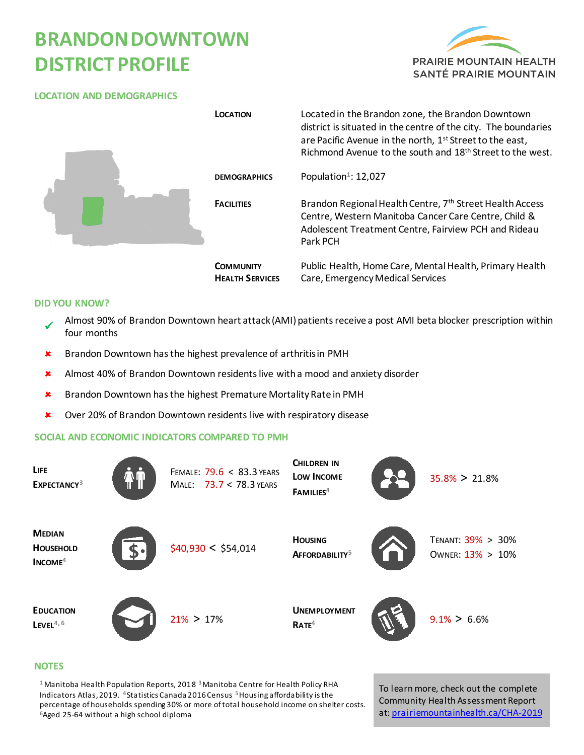# BRANDON DOWNTOWN DISTRICT PROFILE

PRAIRIE MOUNTAIN HEALTH
SANTÉ PRAIRIE MOUNTAIN

## LOCATION AND DEMOGRAPHICS

| | |
|---|---|
| **LOCATION** | Located in the Brandon zone, the Brandon Downtown district is situated in the centre of the city. The boundaries are Pacific Avenue in the north, 1st Street to the east, Richmond Avenue to the south and 18th Street to the west. |
| **DEMOGRAPHICS** | Population[1]: 12,027 |
| **FACILITIES** | Brandon Regional Health Centre, 7th Street Health Access Centre, Western Manitoba Cancer Care Centre, Child & Adolescent Treatment Centre, Fairview PCH and Rideau Park PCH |
| **COMMUNITY HEALTH SERVICES** | Public Health, Home Care, Mental Health, Primary Health Care, Emergency Medical Services |

## DID YOU KNOW?

- ✓ Almost 90% of Brandon Downtown heart attack (AMI) patients receive a post AMI beta blocker prescription within four months
- ✘ Brandon Downtown has the highest prevalence of arthritis in PMH
- ✘ Almost 40% of Brandon Downtown residents live with a mood and anxiety disorder
- ✘ Brandon Downtown has the highest Premature Mortality Rate in PMH
- ✘ Over 20% of Brandon Downtown residents live with respiratory disease

## SOCIAL AND ECONOMIC INDICATORS COMPARED TO PMH

| Indicator | Value | Indicator | Value |
|---|---|---|---|
| **LIFE EXPECTANCY**[3] | FEMALE: 79.6 < 83.3 YEARS<br>MALE: 73.7 < 78.3 YEARS | **CHILDREN IN LOW INCOME FAMILIES**[4] | 35.8% > 21.8% |
| **MEDIAN HOUSEHOLD INCOME**[4] | $40,930 < $54,014 | **HOUSING AFFORDABILITY**[5] | TENANT: 39% > 30%<br>OWNER: 13% > 10% |
| **EDUCATION LEVEL**[4, 6] | 21% > 17% | **UNEMPLOYMENT RATE**[4] | 9.1% > 6.6% |

## NOTES

[1] Manitoba Health Population Reports, 2018 [3] Manitoba Centre for Health Policy RHA Indicators Atlas, 2019. [4] Statistics Canada 2016 Census [5] Housing affordability is the percentage of households spending 30% or more of total household income on shelter costs. [6] Aged 25-64 without a high school diploma

To learn more, check out the complete Community Health Assessment Report at: prairiemountainhealth.ca/CHA-2019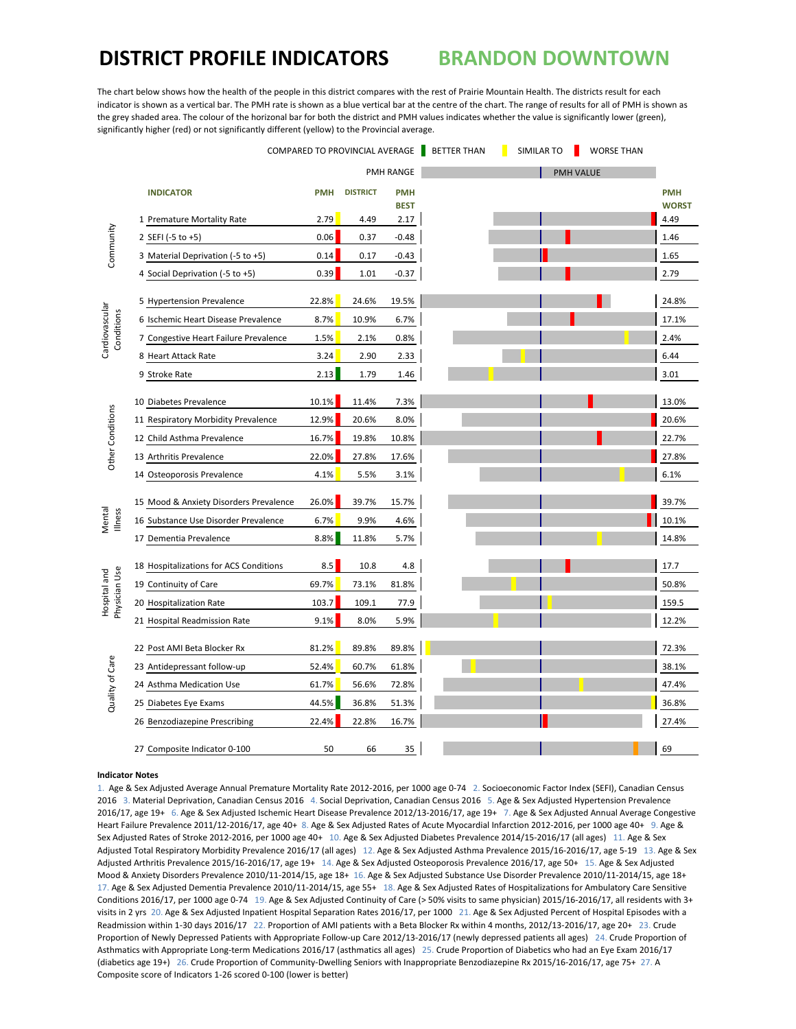# DISTRICT PROFILE INDICATORS BRANDON DOWNTOWN

The chart below shows how the health of the people in this district compares with the rest of Prairie Mountain Health. The districts result for each indicator is shown as a vertical bar. The PMH rate is shown as a blue vertical bar at the centre of the chart. The range of results for all of PMH is shown as the grey shaded area. The colour of the horizonal bar for both the district and PMH values indicates whether the value is significantly lower (green), significantly higher (red) or not significantly different (yellow) to the Provincial average.

COMPARED TO PROVINCIAL AVERAGE: BETTER THAN / SIMILAR TO / WORSE THAN

PMH RANGE — PMH VALUE

| | INDICATOR | PMH | DISTRICT | PMH BEST | PMH WORST |
|---|---|---|---|---|---|
| Community | 1 Premature Mortality Rate | 2.79 | 4.49 | 2.17 | 4.49 |
| | 2 SEFI (-5 to +5) | 0.06 | 0.37 | -0.48 | 1.46 |
| | 3 Material Deprivation (-5 to +5) | 0.14 | 0.17 | -0.43 | 1.65 |
| | 4 Social Deprivation (-5 to +5) | 0.39 | 1.01 | -0.37 | 2.79 |
| Cardiovascular Conditions | 5 Hypertension Prevalence | 22.8% | 24.6% | 19.5% | 24.8% |
| | 6 Ischemic Heart Disease Prevalence | 8.7% | 10.9% | 6.7% | 17.1% |
| | 7 Congestive Heart Failure Prevalence | 1.5% | 2.1% | 0.8% | 2.4% |
| | 8 Heart Attack Rate | 3.24 | 2.90 | 2.33 | 6.44 |
| | 9 Stroke Rate | 2.13 | 1.79 | 1.46 | 3.01 |
| Other Conditions | 10 Diabetes Prevalence | 10.1% | 11.4% | 7.3% | 13.0% |
| | 11 Respiratory Morbidity Prevalence | 12.9% | 20.6% | 8.0% | 20.6% |
| | 12 Child Asthma Prevalence | 16.7% | 19.8% | 10.8% | 22.7% |
| | 13 Arthritis Prevalence | 22.0% | 27.8% | 17.6% | 27.8% |
| | 14 Osteoporosis Prevalence | 4.1% | 5.5% | 3.1% | 6.1% |
| Mental Illness | 15 Mood & Anxiety Disorders Prevalence | 26.0% | 39.7% | 15.7% | 39.7% |
| | 16 Substance Use Disorder Prevalence | 6.7% | 9.9% | 4.6% | 10.1% |
| | 17 Dementia Prevalence | 8.8% | 11.8% | 5.7% | 14.8% |
| Hospital and Physician Use | 18 Hospitalizations for ACS Conditions | 8.5 | 10.8 | 4.8 | 17.7 |
| | 19 Continuity of Care | 69.7% | 73.1% | 81.8% | 50.8% |
| | 20 Hospitalization Rate | 103.7 | 109.1 | 77.9 | 159.5 |
| | 21 Hospital Readmission Rate | 9.1% | 8.0% | 5.9% | 12.2% |
| Quality of Care | 22 Post AMI Beta Blocker Rx | 81.2% | 89.8% | 89.8% | 72.3% |
| | 23 Antidepressant follow-up | 52.4% | 60.7% | 61.8% | 38.1% |
| | 24 Asthma Medication Use | 61.7% | 56.6% | 72.8% | 47.4% |
| | 25 Diabetes Eye Exams | 44.5% | 36.8% | 51.3% | 36.8% |
| | 26 Benzodiazepine Prescribing | 22.4% | 22.8% | 16.7% | 27.4% |
| | 27 Composite Indicator 0-100 | 50 | 66 | 35 | 69 |

**Indicator Notes**

1. Age & Sex Adjusted Average Annual Premature Mortality Rate 2012-2016, per 1000 age 0-74 2. Socioeconomic Factor Index (SEFI), Canadian Census 2016 3. Material Deprivation, Canadian Census 2016 4. Social Deprivation, Canadian Census 2016 5. Age & Sex Adjusted Hypertension Prevalence 2016/17, age 19+ 6. Age & Sex Adjusted Ischemic Heart Disease Prevalence 2012/13-2016/17, age 19+ 7. Age & Sex Adjusted Annual Average Congestive Heart Failure Prevalence 2011/12-2016/17, age 40+ 8. Age & Sex Adjusted Rates of Acute Myocardial Infarction 2012-2016, per 1000 age 40+ 9. Age & Sex Adjusted Rates of Stroke 2012-2016, per 1000 age 40+ 10. Age & Sex Adjusted Diabetes Prevalence 2014/15-2016/17 (all ages) 11. Age & Sex Adjusted Total Respiratory Morbidity Prevalence 2016/17 (all ages) 12. Age & Sex Adjusted Asthma Prevalence 2015/16-2016/17, age 5-19 13. Age & Sex Adjusted Arthritis Prevalence 2015/16-2016/17, age 19+ 14. Age & Sex Adjusted Osteoporosis Prevalence 2016/17, age 50+ 15. Age & Sex Adjusted Mood & Anxiety Disorders Prevalence 2010/11-2014/15, age 18+ 16. Age & Sex Adjusted Substance Use Disorder Prevalence 2010/11-2014/15, age 18+ 17. Age & Sex Adjusted Dementia Prevalence 2010/11-2014/15, age 55+ 18. Age & Sex Adjusted Rates of Hospitalizations for Ambulatory Care Sensitive Conditions 2016/17, per 1000 age 0-74 19. Age & Sex Adjusted Continuity of Care (> 50% visits to same physician) 2015/16-2016/17, all residents with 3+ visits in 2 yrs 20. Age & Sex Adjusted Inpatient Hospital Separation Rates 2016/17, per 1000 21. Age & Sex Adjusted Percent of Hospital Episodes with a Readmission within 1-30 days 2016/17 22. Proportion of AMI patients with a Beta Blocker Rx within 4 months, 2012/13-2016/17, age 20+ 23. Crude Proportion of Newly Depressed Patients with Appropriate Follow-up Care 2012/13-2016/17 (newly depressed patients all ages) 24. Crude Proportion of Asthmatics with Appropriate Long-term Medications 2016/17 (asthmatics all ages) 25. Crude Proportion of Diabetics who had an Eye Exam 2016/17 (diabetics age 19+) 26. Crude Proportion of Community-Dwelling Seniors with Inappropriate Benzodiazepine Rx 2015/16-2016/17, age 75+ 27. A Composite score of Indicators 1-26 scored 0-100 (lower is better)